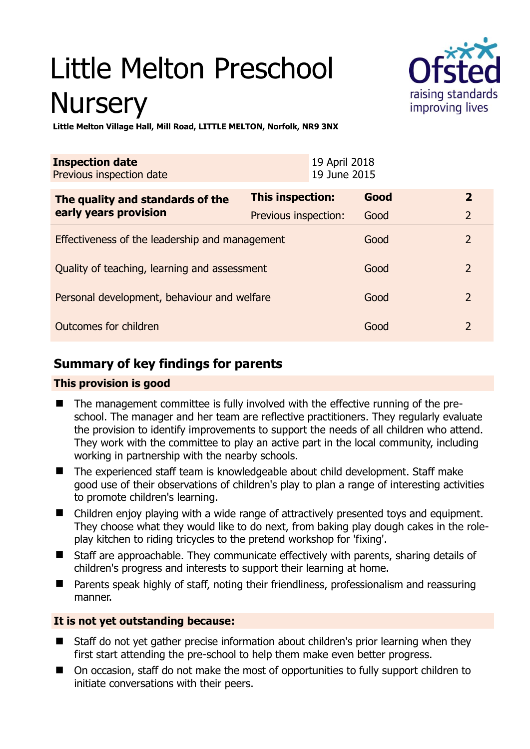# Little Melton Preschool Nursery

**Little Melton Village Hall, Mill Road, LITTLE MELTON, Norfolk, NR9 3NX**

| **Inspection date** | 19 April 2018 |
|---|---|
| Previous inspection date | 19 June 2015 |

| **The quality and standards of the early years provision** | **This inspection:** | **Good** | **2** |
|---|---|---|---|
| | Previous inspection: | Good | 2 |
| Effectiveness of the leadership and management | | Good | 2 |
| Quality of teaching, learning and assessment | | Good | 2 |
| Personal development, behaviour and welfare | | Good | 2 |
| Outcomes for children | | Good | 2 |

## Summary of key findings for parents

**This provision is good**

- The management committee is fully involved with the effective running of the pre-school. The manager and her team are reflective practitioners. They regularly evaluate the provision to identify improvements to support the needs of all children who attend. They work with the committee to play an active part in the local community, including working in partnership with the nearby schools.
- The experienced staff team is knowledgeable about child development. Staff make good use of their observations of children's play to plan a range of interesting activities to promote children's learning.
- Children enjoy playing with a wide range of attractively presented toys and equipment. They choose what they would like to do next, from baking play dough cakes in the role-play kitchen to riding tricycles to the pretend workshop for 'fixing'.
- Staff are approachable. They communicate effectively with parents, sharing details of children's progress and interests to support their learning at home.
- Parents speak highly of staff, noting their friendliness, professionalism and reassuring manner.

**It is not yet outstanding because:**

- Staff do not yet gather precise information about children's prior learning when they first start attending the pre-school to help them make even better progress.
- On occasion, staff do not make the most of opportunities to fully support children to initiate conversations with their peers.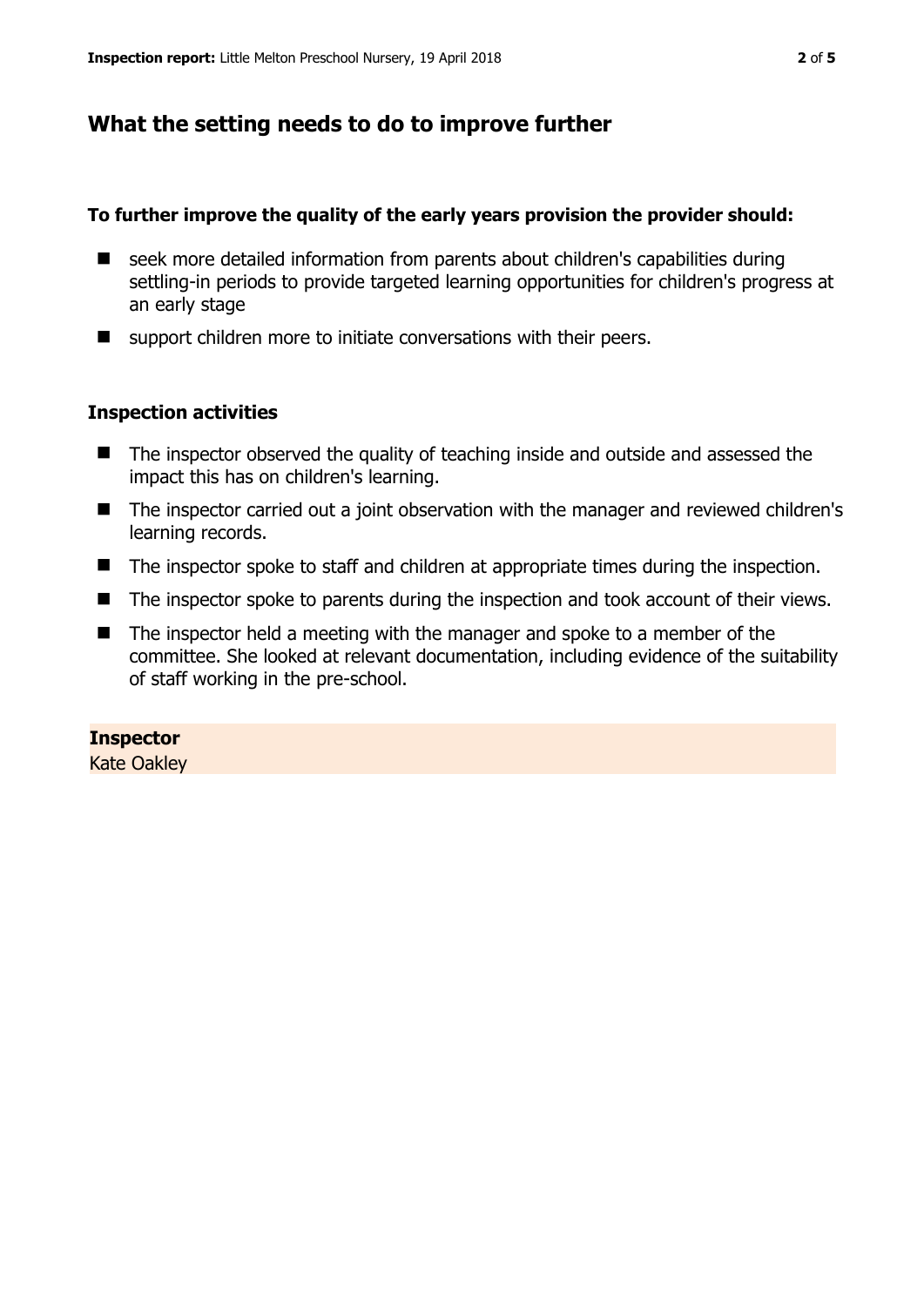## What the setting needs to do to improve further

**To further improve the quality of the early years provision the provider should:**

- seek more detailed information from parents about children's capabilities during settling-in periods to provide targeted learning opportunities for children's progress at an early stage
- support children more to initiate conversations with their peers.

### Inspection activities

- The inspector observed the quality of teaching inside and outside and assessed the impact this has on children's learning.
- The inspector carried out a joint observation with the manager and reviewed children's learning records.
- The inspector spoke to staff and children at appropriate times during the inspection.
- The inspector spoke to parents during the inspection and took account of their views.
- The inspector held a meeting with the manager and spoke to a member of the committee. She looked at relevant documentation, including evidence of the suitability of staff working in the pre-school.

**Inspector**
Kate Oakley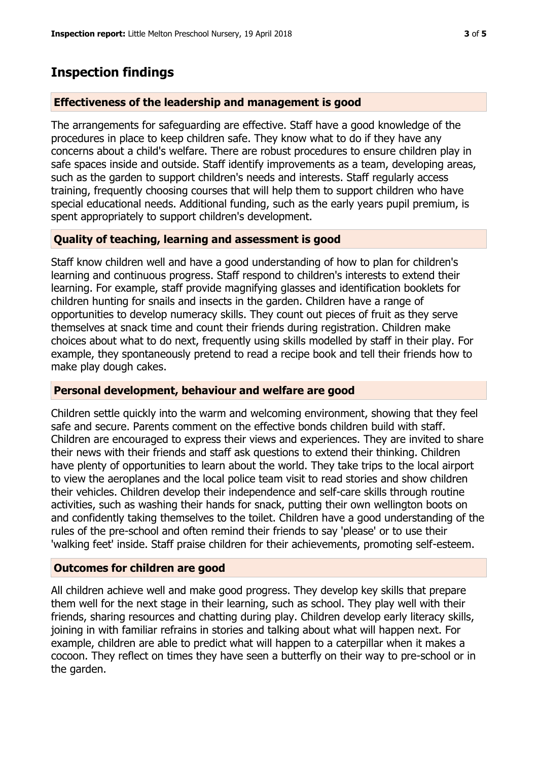## Inspection findings

### Effectiveness of the leadership and management is good

The arrangements for safeguarding are effective. Staff have a good knowledge of the procedures in place to keep children safe. They know what to do if they have any concerns about a child's welfare. There are robust procedures to ensure children play in safe spaces inside and outside. Staff identify improvements as a team, developing areas, such as the garden to support children's needs and interests. Staff regularly access training, frequently choosing courses that will help them to support children who have special educational needs. Additional funding, such as the early years pupil premium, is spent appropriately to support children's development.

### Quality of teaching, learning and assessment is good

Staff know children well and have a good understanding of how to plan for children's learning and continuous progress. Staff respond to children's interests to extend their learning. For example, staff provide magnifying glasses and identification booklets for children hunting for snails and insects in the garden. Children have a range of opportunities to develop numeracy skills. They count out pieces of fruit as they serve themselves at snack time and count their friends during registration. Children make choices about what to do next, frequently using skills modelled by staff in their play. For example, they spontaneously pretend to read a recipe book and tell their friends how to make play dough cakes.

### Personal development, behaviour and welfare are good

Children settle quickly into the warm and welcoming environment, showing that they feel safe and secure. Parents comment on the effective bonds children build with staff. Children are encouraged to express their views and experiences. They are invited to share their news with their friends and staff ask questions to extend their thinking. Children have plenty of opportunities to learn about the world. They take trips to the local airport to view the aeroplanes and the local police team visit to read stories and show children their vehicles. Children develop their independence and self-care skills through routine activities, such as washing their hands for snack, putting their own wellington boots on and confidently taking themselves to the toilet. Children have a good understanding of the rules of the pre-school and often remind their friends to say 'please' or to use their 'walking feet' inside. Staff praise children for their achievements, promoting self-esteem.

### Outcomes for children are good

All children achieve well and make good progress. They develop key skills that prepare them well for the next stage in their learning, such as school. They play well with their friends, sharing resources and chatting during play. Children develop early literacy skills, joining in with familiar refrains in stories and talking about what will happen next. For example, children are able to predict what will happen to a caterpillar when it makes a cocoon. They reflect on times they have seen a butterfly on their way to pre-school or in the garden.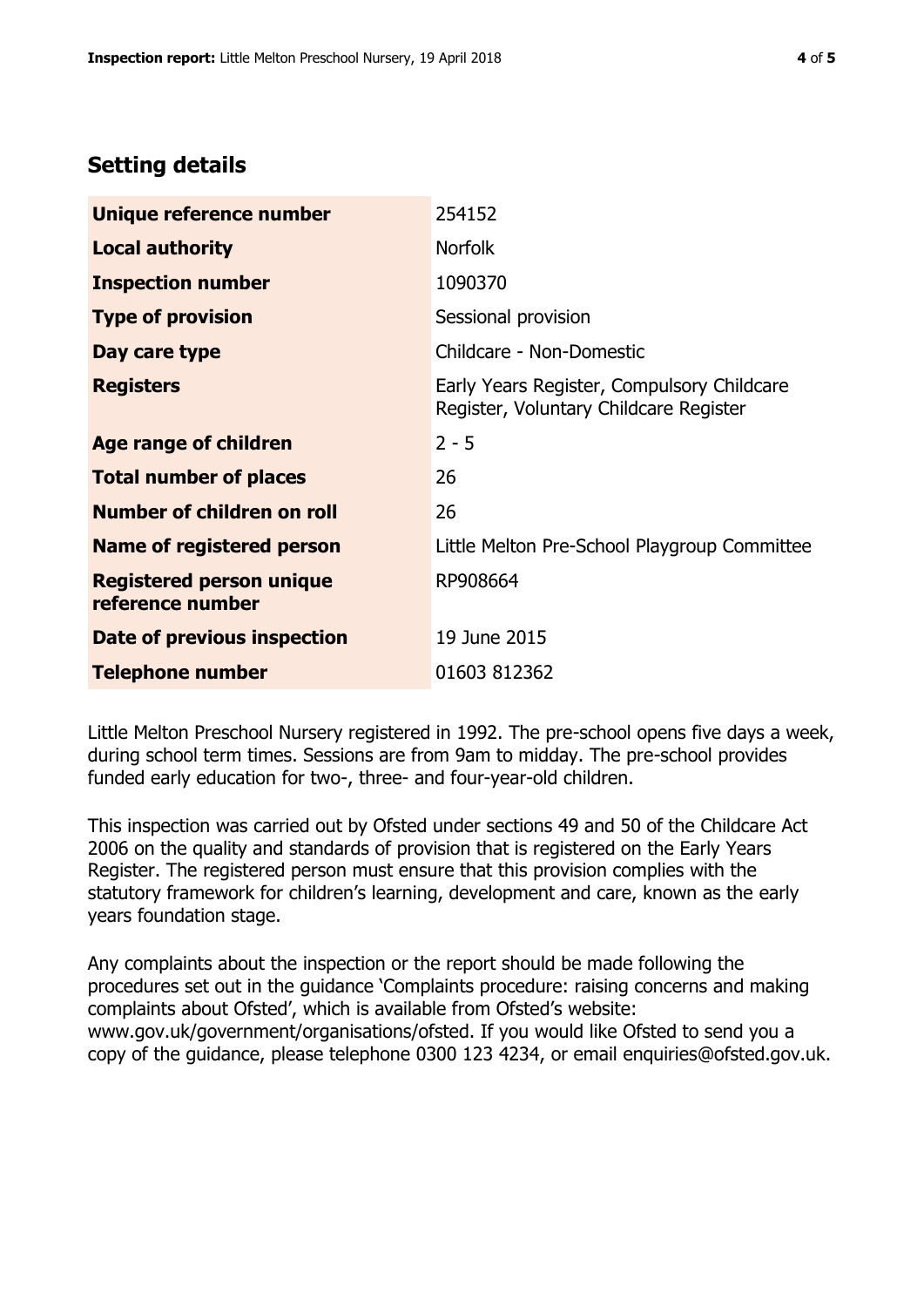## Setting details

| | |
|---|---|
| **Unique reference number** | 254152 |
| **Local authority** | Norfolk |
| **Inspection number** | 1090370 |
| **Type of provision** | Sessional provision |
| **Day care type** | Childcare - Non-Domestic |
| **Registers** | Early Years Register, Compulsory Childcare Register, Voluntary Childcare Register |
| **Age range of children** | 2 - 5 |
| **Total number of places** | 26 |
| **Number of children on roll** | 26 |
| **Name of registered person** | Little Melton Pre-School Playgroup Committee |
| **Registered person unique reference number** | RP908664 |
| **Date of previous inspection** | 19 June 2015 |
| **Telephone number** | 01603 812362 |

Little Melton Preschool Nursery registered in 1992. The pre-school opens five days a week, during school term times. Sessions are from 9am to midday. The pre-school provides funded early education for two-, three- and four-year-old children.

This inspection was carried out by Ofsted under sections 49 and 50 of the Childcare Act 2006 on the quality and standards of provision that is registered on the Early Years Register. The registered person must ensure that this provision complies with the statutory framework for children's learning, development and care, known as the early years foundation stage.

Any complaints about the inspection or the report should be made following the procedures set out in the guidance 'Complaints procedure: raising concerns and making complaints about Ofsted', which is available from Ofsted's website: www.gov.uk/government/organisations/ofsted. If you would like Ofsted to send you a copy of the guidance, please telephone 0300 123 4234, or email enquiries@ofsted.gov.uk.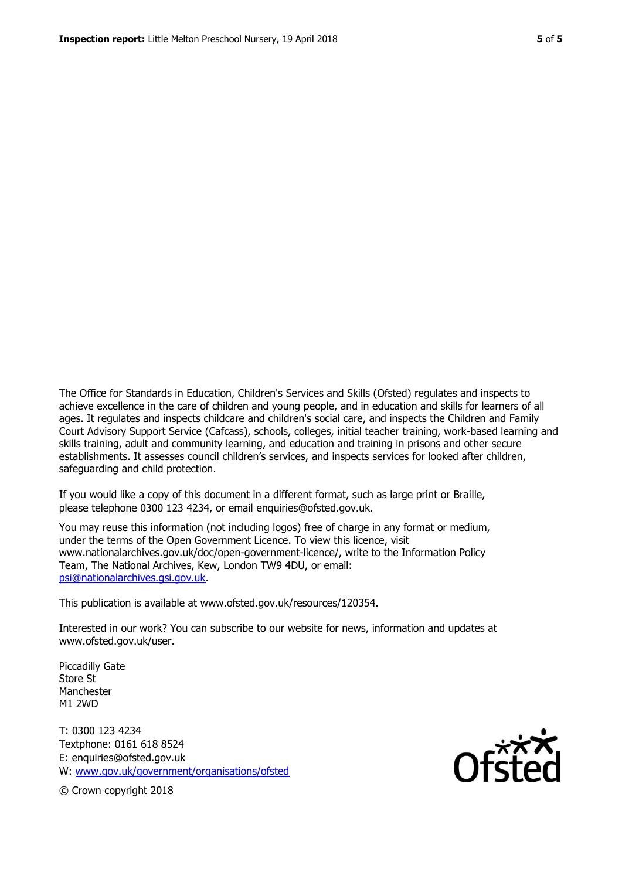The Office for Standards in Education, Children's Services and Skills (Ofsted) regulates and inspects to achieve excellence in the care of children and young people, and in education and skills for learners of all ages. It regulates and inspects childcare and children's social care, and inspects the Children and Family Court Advisory Support Service (Cafcass), schools, colleges, initial teacher training, work-based learning and skills training, adult and community learning, and education and training in prisons and other secure establishments. It assesses council children's services, and inspects services for looked after children, safeguarding and child protection.

If you would like a copy of this document in a different format, such as large print or Braille, please telephone 0300 123 4234, or email enquiries@ofsted.gov.uk.

You may reuse this information (not including logos) free of charge in any format or medium, under the terms of the Open Government Licence. To view this licence, visit www.nationalarchives.gov.uk/doc/open-government-licence/, write to the Information Policy Team, The National Archives, Kew, London TW9 4DU, or email: psi@nationalarchives.gsi.gov.uk.

This publication is available at www.ofsted.gov.uk/resources/120354.

Interested in our work? You can subscribe to our website for news, information and updates at www.ofsted.gov.uk/user.

Piccadilly Gate
Store St
Manchester
M1 2WD

T: 0300 123 4234
Textphone: 0161 618 8524
E: enquiries@ofsted.gov.uk
W: www.gov.uk/government/organisations/ofsted

© Crown copyright 2018

Ofsted